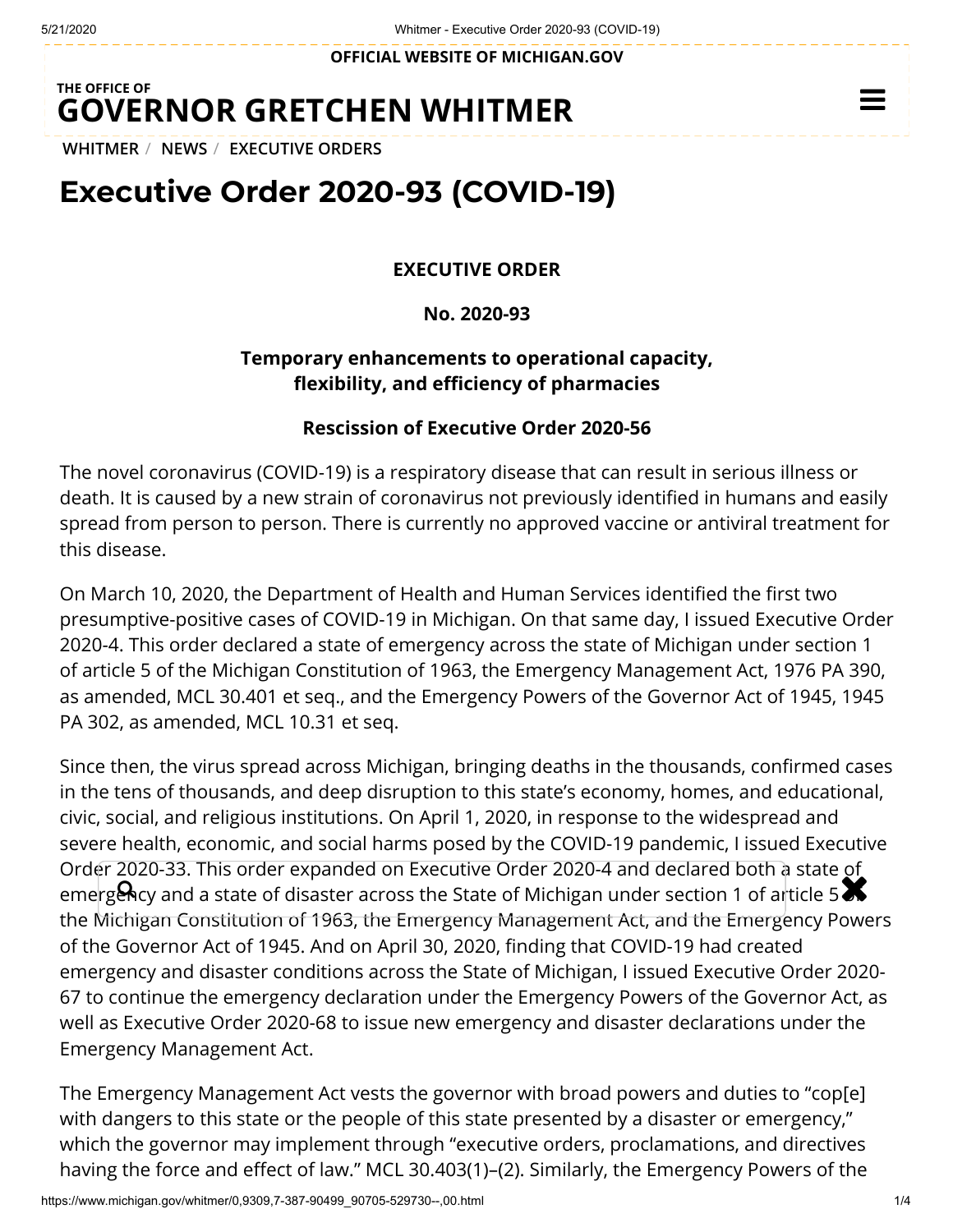OFFICIAL WEBSITE OF MICHIGAN.GOV

THE OFFICE OF
**GOVERNOR GRETCHEN WHITMER**

WHITMER / NEWS / EXECUTIVE ORDERS

# Executive Order 2020-93 (COVID-19)

**EXECUTIVE ORDER**

**No. 2020-93**

**Temporary enhancements to operational capacity, flexibility, and efficiency of pharmacies**

**Rescission of Executive Order 2020-56**

The novel coronavirus (COVID-19) is a respiratory disease that can result in serious illness or death. It is caused by a new strain of coronavirus not previously identified in humans and easily spread from person to person. There is currently no approved vaccine or antiviral treatment for this disease.

On March 10, 2020, the Department of Health and Human Services identified the first two presumptive-positive cases of COVID-19 in Michigan. On that same day, I issued Executive Order 2020-4. This order declared a state of emergency across the state of Michigan under section 1 of article 5 of the Michigan Constitution of 1963, the Emergency Management Act, 1976 PA 390, as amended, MCL 30.401 et seq., and the Emergency Powers of the Governor Act of 1945, 1945 PA 302, as amended, MCL 10.31 et seq.

Since then, the virus spread across Michigan, bringing deaths in the thousands, confirmed cases in the tens of thousands, and deep disruption to this state's economy, homes, and educational, civic, social, and religious institutions. On April 1, 2020, in response to the widespread and severe health, economic, and social harms posed by the COVID-19 pandemic, I issued Executive Order 2020-33. This order expanded on Executive Order 2020-4 and declared both a state of emergency and a state of disaster across the State of Michigan under section 1 of article 5 of the Michigan Constitution of 1963, the Emergency Management Act, and the Emergency Powers of the Governor Act of 1945. And on April 30, 2020, finding that COVID-19 had created emergency and disaster conditions across the State of Michigan, I issued Executive Order 2020-67 to continue the emergency declaration under the Emergency Powers of the Governor Act, as well as Executive Order 2020-68 to issue new emergency and disaster declarations under the Emergency Management Act.

The Emergency Management Act vests the governor with broad powers and duties to "cop[e] with dangers to this state or the people of this state presented by a disaster or emergency," which the governor may implement through "executive orders, proclamations, and directives having the force and effect of law." MCL 30.403(1)–(2). Similarly, the Emergency Powers of the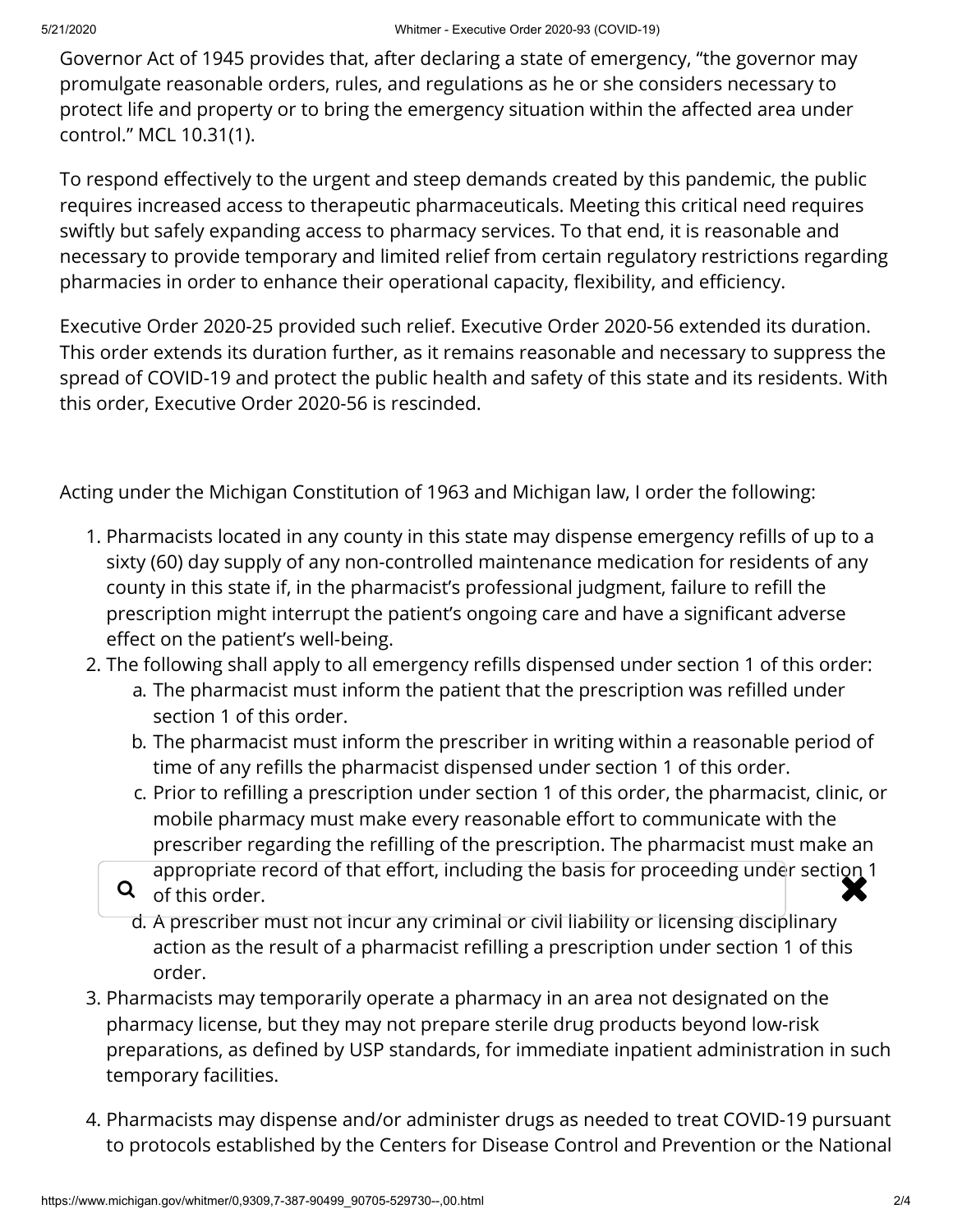Governor Act of 1945 provides that, after declaring a state of emergency, "the governor may promulgate reasonable orders, rules, and regulations as he or she considers necessary to protect life and property or to bring the emergency situation within the affected area under control." MCL 10.31(1).

To respond effectively to the urgent and steep demands created by this pandemic, the public requires increased access to therapeutic pharmaceuticals. Meeting this critical need requires swiftly but safely expanding access to pharmacy services. To that end, it is reasonable and necessary to provide temporary and limited relief from certain regulatory restrictions regarding pharmacies in order to enhance their operational capacity, flexibility, and efficiency.

Executive Order 2020-25 provided such relief. Executive Order 2020-56 extended its duration. This order extends its duration further, as it remains reasonable and necessary to suppress the spread of COVID-19 and protect the public health and safety of this state and its residents. With this order, Executive Order 2020-56 is rescinded.

Acting under the Michigan Constitution of 1963 and Michigan law, I order the following:

1. Pharmacists located in any county in this state may dispense emergency refills of up to a sixty (60) day supply of any non-controlled maintenance medication for residents of any county in this state if, in the pharmacist's professional judgment, failure to refill the prescription might interrupt the patient's ongoing care and have a significant adverse effect on the patient's well-being.
2. The following shall apply to all emergency refills dispensed under section 1 of this order:
   a. The pharmacist must inform the patient that the prescription was refilled under section 1 of this order.
   b. The pharmacist must inform the prescriber in writing within a reasonable period of time of any refills the pharmacist dispensed under section 1 of this order.
   c. Prior to refilling a prescription under section 1 of this order, the pharmacist, clinic, or mobile pharmacy must make every reasonable effort to communicate with the prescriber regarding the refilling of the prescription. The pharmacist must make an appropriate record of that effort, including the basis for proceeding under section 1 of this order.
   d. A prescriber must not incur any criminal or civil liability or licensing disciplinary action as the result of a pharmacist refilling a prescription under section 1 of this order.
3. Pharmacists may temporarily operate a pharmacy in an area not designated on the pharmacy license, but they may not prepare sterile drug products beyond low-risk preparations, as defined by USP standards, for immediate inpatient administration in such temporary facilities.
4. Pharmacists may dispense and/or administer drugs as needed to treat COVID-19 pursuant to protocols established by the Centers for Disease Control and Prevention or the National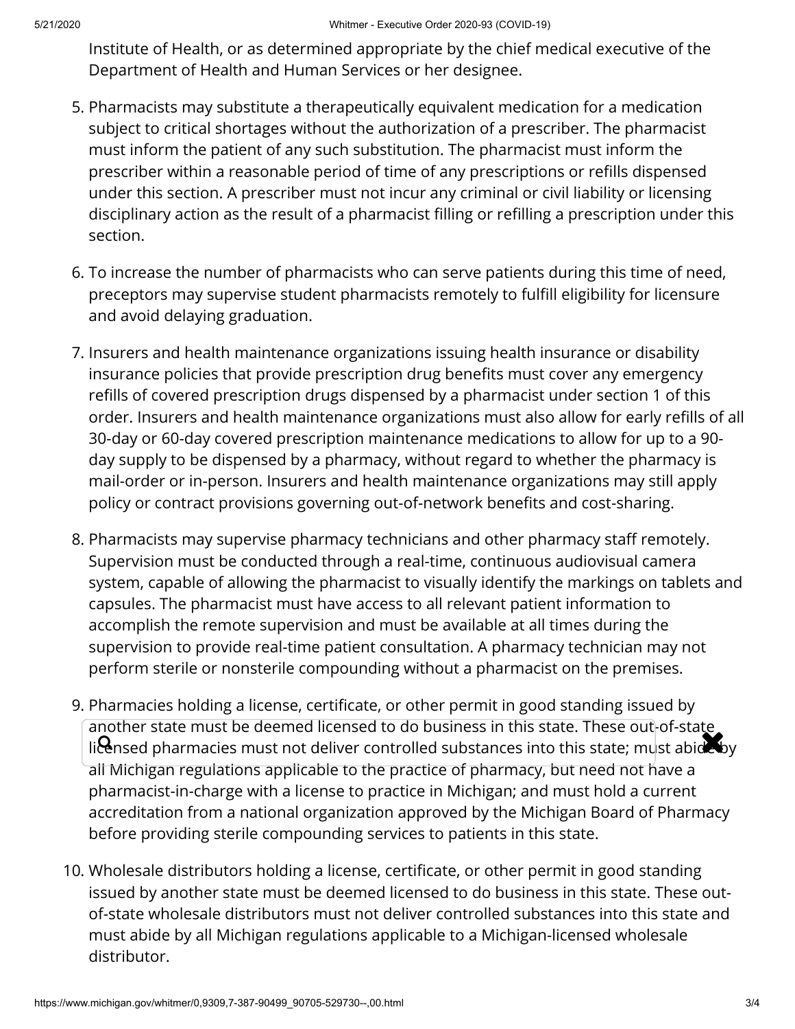Institute of Health, or as determined appropriate by the chief medical executive of the Department of Health and Human Services or her designee.

5. Pharmacists may substitute a therapeutically equivalent medication for a medication subject to critical shortages without the authorization of a prescriber. The pharmacist must inform the patient of any such substitution. The pharmacist must inform the prescriber within a reasonable period of time of any prescriptions or refills dispensed under this section. A prescriber must not incur any criminal or civil liability or licensing disciplinary action as the result of a pharmacist filling or refilling a prescription under this section.

6. To increase the number of pharmacists who can serve patients during this time of need, preceptors may supervise student pharmacists remotely to fulfill eligibility for licensure and avoid delaying graduation.

7. Insurers and health maintenance organizations issuing health insurance or disability insurance policies that provide prescription drug benefits must cover any emergency refills of covered prescription drugs dispensed by a pharmacist under section 1 of this order. Insurers and health maintenance organizations must also allow for early refills of all 30-day or 60-day covered prescription maintenance medications to allow for up to a 90-day supply to be dispensed by a pharmacy, without regard to whether the pharmacy is mail-order or in-person. Insurers and health maintenance organizations may still apply policy or contract provisions governing out-of-network benefits and cost-sharing.

8. Pharmacists may supervise pharmacy technicians and other pharmacy staff remotely. Supervision must be conducted through a real-time, continuous audiovisual camera system, capable of allowing the pharmacist to visually identify the markings on tablets and capsules. The pharmacist must have access to all relevant patient information to accomplish the remote supervision and must be available at all times during the supervision to provide real-time patient consultation. A pharmacy technician may not perform sterile or nonsterile compounding without a pharmacist on the premises.

9. Pharmacies holding a license, certificate, or other permit in good standing issued by another state must be deemed licensed to do business in this state. These out-of-state licensed pharmacies must not deliver controlled substances into this state; must abide by all Michigan regulations applicable to the practice of pharmacy, but need not have a pharmacist-in-charge with a license to practice in Michigan; and must hold a current accreditation from a national organization approved by the Michigan Board of Pharmacy before providing sterile compounding services to patients in this state.

10. Wholesale distributors holding a license, certificate, or other permit in good standing issued by another state must be deemed licensed to do business in this state. These out-of-state wholesale distributors must not deliver controlled substances into this state and must abide by all Michigan regulations applicable to a Michigan-licensed wholesale distributor.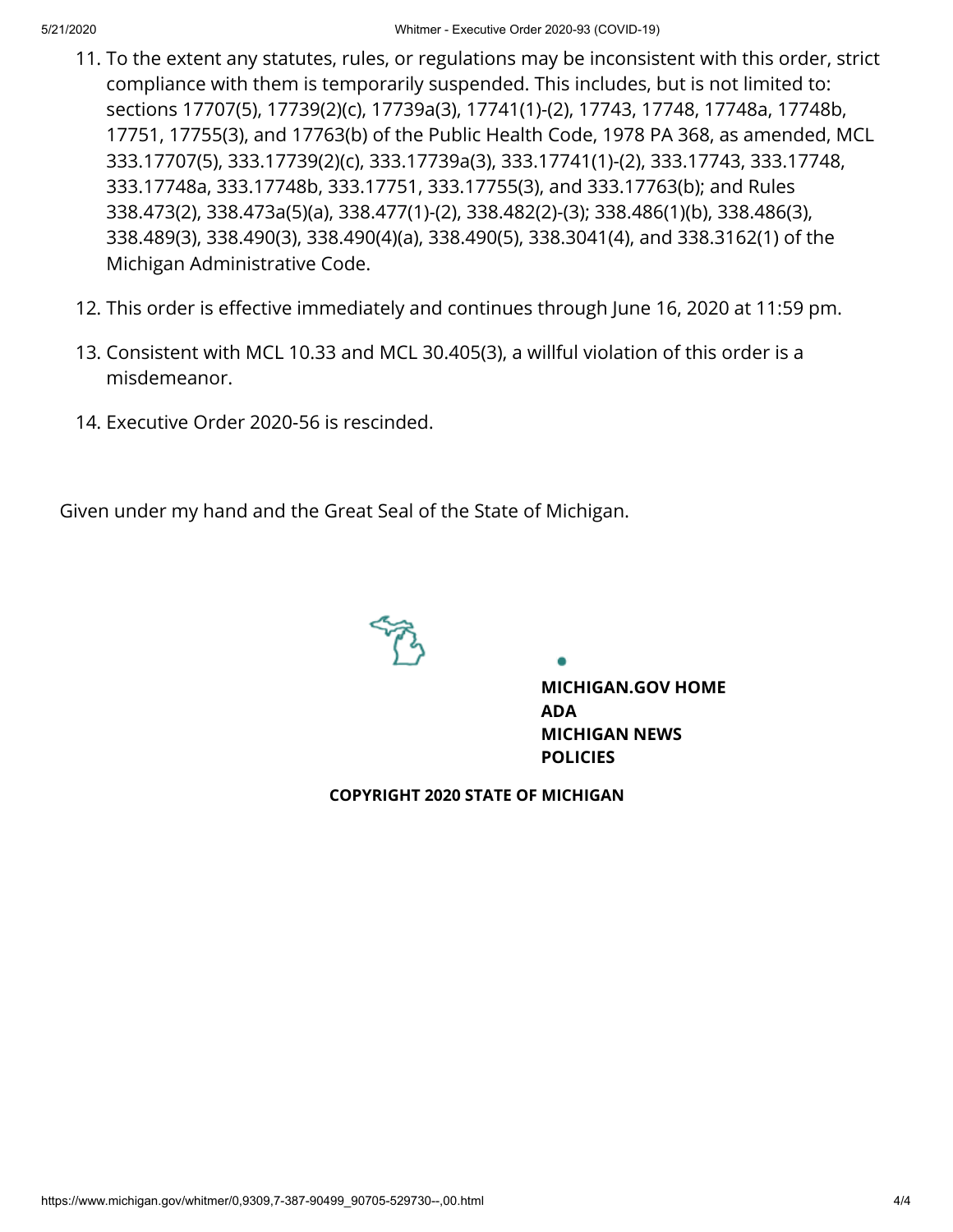11. To the extent any statutes, rules, or regulations may be inconsistent with this order, strict compliance with them is temporarily suspended. This includes, but is not limited to: sections 17707(5), 17739(2)(c), 17739a(3), 17741(1)-(2), 17743, 17748, 17748a, 17748b, 17751, 17755(3), and 17763(b) of the Public Health Code, 1978 PA 368, as amended, MCL 333.17707(5), 333.17739(2)(c), 333.17739a(3), 333.17741(1)-(2), 333.17743, 333.17748, 333.17748a, 333.17748b, 333.17751, 333.17755(3), and 333.17763(b); and Rules 338.473(2), 338.473a(5)(a), 338.477(1)-(2), 338.482(2)-(3); 338.486(1)(b), 338.486(3), 338.489(3), 338.490(3), 338.490(4)(a), 338.490(5), 338.3041(4), and 338.3162(1) of the Michigan Administrative Code.

12. This order is effective immediately and continues through June 16, 2020 at 11:59 pm.

13. Consistent with MCL 10.33 and MCL 30.405(3), a willful violation of this order is a misdemeanor.

14. Executive Order 2020-56 is rescinded.

Given under my hand and the Great Seal of the State of Michigan.

**MICHIGAN.GOV HOME**
**ADA**
**MICHIGAN NEWS**
**POLICIES**

**COPYRIGHT 2020 STATE OF MICHIGAN**